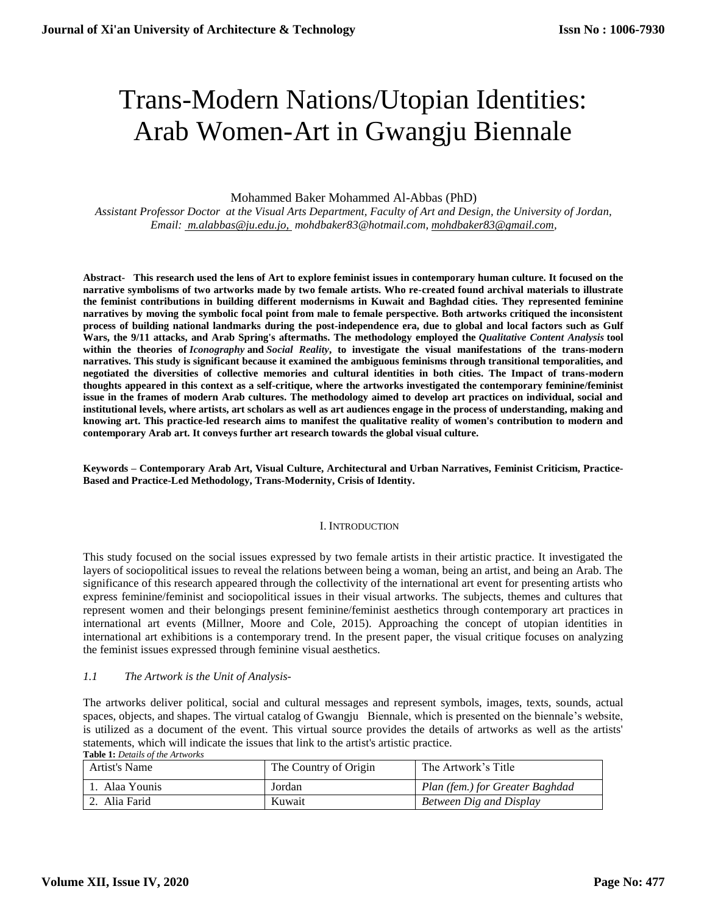# Trans-Modern Nations/Utopian Identities: Arab Women-Art in Gwangju Biennale

Mohammed Baker Mohammed Al-Abbas (PhD)

*Assistant Professor Doctor at the Visual Arts Department, Faculty of Art and Design, the University of Jordan, Email: m.alabbas@ju.edu.jo, mohdbaker83@hotmail.com, mohdbaker83@gmail.com,*

**Abstract- This research used the lens of Art to explore feminist issues in contemporary human culture. It focused on the narrative symbolisms of two artworks made by two female artists. Who re-created found archival materials to illustrate the feminist contributions in building different modernisms in Kuwait and Baghdad cities. They represented feminine narratives by moving the symbolic focal point from male to female perspective. Both artworks critiqued the inconsistent process of building national landmarks during the post-independence era, due to global and local factors such as Gulf Wars, the 9/11 attacks, and Arab Spring's aftermaths. The methodology employed the *Qualitative Content Analysis* tool within the theories of *Iconography* and *Social Reality*, to investigate the visual manifestations of the trans-modern narratives. This study is significant because it examined the ambiguous feminisms through transitional temporalities, and negotiated the diversities of collective memories and cultural identities in both cities. The Impact of trans-modern thoughts appeared in this context as a self-critique, where the artworks investigated the contemporary feminine/feminist issue in the frames of modern Arab cultures. The methodology aimed to develop art practices on individual, social and institutional levels, where artists, art scholars as well as art audiences engage in the process of understanding, making and knowing art. This practice-led research aims to manifest the qualitative reality of women's contribution to modern and contemporary Arab art. It conveys further art research towards the global visual culture.**

**Keywords – Contemporary Arab Art, Visual Culture, Architectural and Urban Narratives, Feminist Criticism, Practice-Based and Practice-Led Methodology, Trans-Modernity, Crisis of Identity.**

## I. Introduction

This study focused on the social issues expressed by two female artists in their artistic practice. It investigated the layers of sociopolitical issues to reveal the relations between being a woman, being an artist, and being an Arab. The significance of this research appeared through the collectivity of the international art event for presenting artists who express feminine/feminist and sociopolitical issues in their visual artworks. The subjects, themes and cultures that represent women and their belongings present feminine/feminist aesthetics through contemporary art practices in international art events (Millner, Moore and Cole, 2015). Approaching the concept of utopian identities in international art exhibitions is a contemporary trend. In the present paper, the visual critique focuses on analyzing the feminist issues expressed through feminine visual aesthetics.

### *1.1 The Artwork is the Unit of Analysis-*

The artworks deliver political, social and cultural messages and represent symbols, images, texts, sounds, actual spaces, objects, and shapes. The virtual catalog of Gwangju Biennale, which is presented on the biennale's website, is utilized as a document of the event. This virtual source provides the details of artworks as well as the artists' statements, which will indicate the issues that link to the artist's artistic practice.

**Table 1:** *Details of the Artworks*

| Artist's Name | The Country of Origin | The Artwork's Title |
|---|---|---|
| 1. Alaa Younis | Jordan | *Plan (fem.) for Greater Baghdad* |
| 2. Alia Farid | Kuwait | *Between Dig and Display* |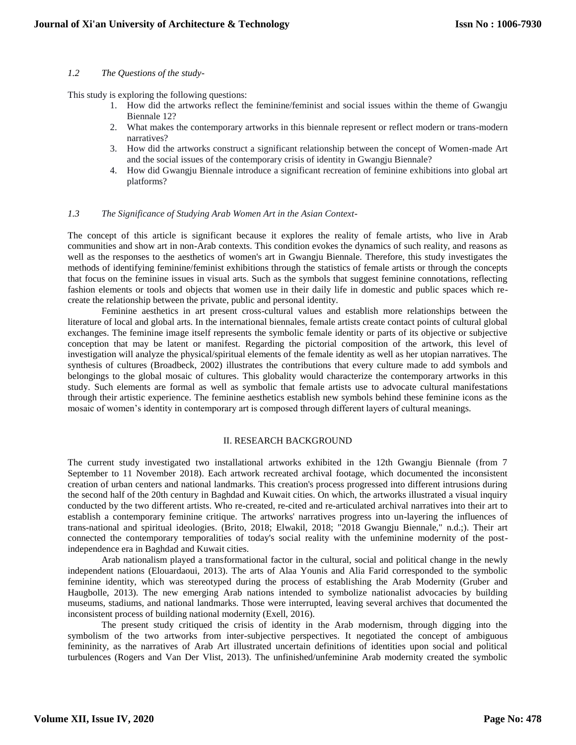### *1.2 The Questions of the study-*

This study is exploring the following questions:

1. How did the artworks reflect the feminine/feminist and social issues within the theme of Gwangju Biennale 12?
2. What makes the contemporary artworks in this biennale represent or reflect modern or trans-modern narratives?
3. How did the artworks construct a significant relationship between the concept of Women-made Art and the social issues of the contemporary crisis of identity in Gwangju Biennale?
4. How did Gwangju Biennale introduce a significant recreation of feminine exhibitions into global art platforms?

### *1.3 The Significance of Studying Arab Women Art in the Asian Context-*

The concept of this article is significant because it explores the reality of female artists, who live in Arab communities and show art in non-Arab contexts. This condition evokes the dynamics of such reality, and reasons as well as the responses to the aesthetics of women's art in Gwangju Biennale. Therefore, this study investigates the methods of identifying feminine/feminist exhibitions through the statistics of female artists or through the concepts that focus on the feminine issues in visual arts. Such as the symbols that suggest feminine connotations, reflecting fashion elements or tools and objects that women use in their daily life in domestic and public spaces which re-create the relationship between the private, public and personal identity.

Feminine aesthetics in art present cross-cultural values and establish more relationships between the literature of local and global arts. In the international biennales, female artists create contact points of cultural global exchanges. The feminine image itself represents the symbolic female identity or parts of its objective or subjective conception that may be latent or manifest. Regarding the pictorial composition of the artwork, this level of investigation will analyze the physical/spiritual elements of the female identity as well as her utopian narratives. The synthesis of cultures (Broadbeck, 2002) illustrates the contributions that every culture made to add symbols and belongings to the global mosaic of cultures. This globality would characterize the contemporary artworks in this study. Such elements are formal as well as symbolic that female artists use to advocate cultural manifestations through their artistic experience. The feminine aesthetics establish new symbols behind these feminine icons as the mosaic of women's identity in contemporary art is composed through different layers of cultural meanings.

## II. RESEARCH BACKGROUND

The current study investigated two installational artworks exhibited in the 12th Gwangju Biennale (from 7 September to 11 November 2018). Each artwork recreated archival footage, which documented the inconsistent creation of urban centers and national landmarks. This creation's process progressed into different intrusions during the second half of the 20th century in Baghdad and Kuwait cities. On which, the artworks illustrated a visual inquiry conducted by the two different artists. Who re-created, re-cited and re-articulated archival narratives into their art to establish a contemporary feminine critique. The artworks' narratives progress into un-layering the influences of trans-national and spiritual ideologies. (Brito, 2018; Elwakil, 2018; "2018 Gwangju Biennale," n.d.;). Their art connected the contemporary temporalities of today's social reality with the unfeminine modernity of the post-independence era in Baghdad and Kuwait cities.

Arab nationalism played a transformational factor in the cultural, social and political change in the newly independent nations (Elouardaoui, 2013). The arts of Alaa Younis and Alia Farid corresponded to the symbolic feminine identity, which was stereotyped during the process of establishing the Arab Modernity (Gruber and Haugbolle, 2013). The new emerging Arab nations intended to symbolize nationalist advocacies by building museums, stadiums, and national landmarks. Those were interrupted, leaving several archives that documented the inconsistent process of building national modernity (Exell, 2016).

The present study critiqued the crisis of identity in the Arab modernism, through digging into the symbolism of the two artworks from inter-subjective perspectives. It negotiated the concept of ambiguous femininity, as the narratives of Arab Art illustrated uncertain definitions of identities upon social and political turbulences (Rogers and Van Der Vlist, 2013). The unfinished/unfeminine Arab modernity created the symbolic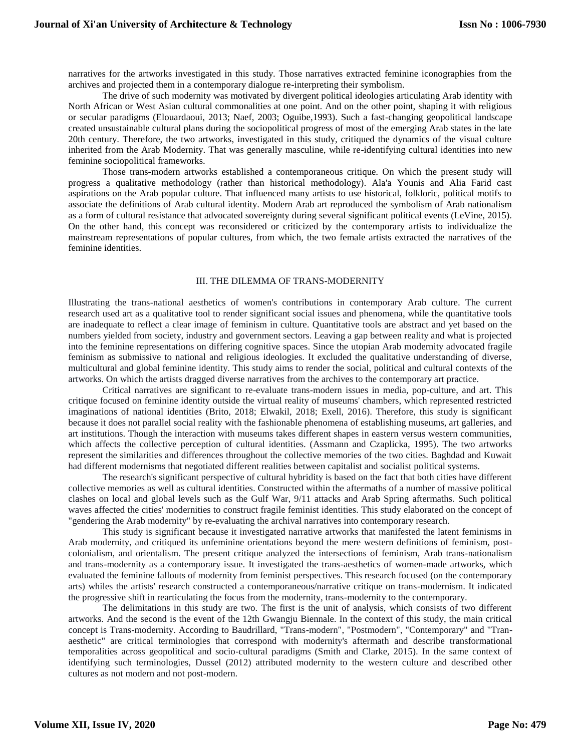narratives for the artworks investigated in this study. Those narratives extracted feminine iconographies from the archives and projected them in a contemporary dialogue re-interpreting their symbolism.

The drive of such modernity was motivated by divergent political ideologies articulating Arab identity with North African or West Asian cultural commonalities at one point. And on the other point, shaping it with religious or secular paradigms (Elouardaoui, 2013; Naef, 2003; Oguibe,1993). Such a fast-changing geopolitical landscape created unsustainable cultural plans during the sociopolitical progress of most of the emerging Arab states in the late 20th century. Therefore, the two artworks, investigated in this study, critiqued the dynamics of the visual culture inherited from the Arab Modernity. That was generally masculine, while re-identifying cultural identities into new feminine sociopolitical frameworks.

Those trans-modern artworks established a contemporaneous critique. On which the present study will progress a qualitative methodology (rather than historical methodology). Ala'a Younis and Alia Farid cast aspirations on the Arab popular culture. That influenced many artists to use historical, folkloric, political motifs to associate the definitions of Arab cultural identity. Modern Arab art reproduced the symbolism of Arab nationalism as a form of cultural resistance that advocated sovereignty during several significant political events (LeVine, 2015). On the other hand, this concept was reconsidered or criticized by the contemporary artists to individualize the mainstream representations of popular cultures, from which, the two female artists extracted the narratives of the feminine identities.

## III. THE DILEMMA OF TRANS-MODERNITY

Illustrating the trans-national aesthetics of women's contributions in contemporary Arab culture. The current research used art as a qualitative tool to render significant social issues and phenomena, while the quantitative tools are inadequate to reflect a clear image of feminism in culture. Quantitative tools are abstract and yet based on the numbers yielded from society, industry and government sectors. Leaving a gap between reality and what is projected into the feminine representations on differing cognitive spaces. Since the utopian Arab modernity advocated fragile feminism as submissive to national and religious ideologies. It excluded the qualitative understanding of diverse, multicultural and global feminine identity. This study aims to render the social, political and cultural contexts of the artworks. On which the artists dragged diverse narratives from the archives to the contemporary art practice.

Critical narratives are significant to re-evaluate trans-modern issues in media, pop-culture, and art. This critique focused on feminine identity outside the virtual reality of museums' chambers, which represented restricted imaginations of national identities (Brito, 2018; Elwakil, 2018; Exell, 2016). Therefore, this study is significant because it does not parallel social reality with the fashionable phenomena of establishing museums, art galleries, and art institutions. Though the interaction with museums takes different shapes in eastern versus western communities, which affects the collective perception of cultural identities. (Assmann and Czaplicka, 1995). The two artworks represent the similarities and differences throughout the collective memories of the two cities. Baghdad and Kuwait had different modernisms that negotiated different realities between capitalist and socialist political systems.

The research's significant perspective of cultural hybridity is based on the fact that both cities have different collective memories as well as cultural identities. Constructed within the aftermaths of a number of massive political clashes on local and global levels such as the Gulf War, 9/11 attacks and Arab Spring aftermaths. Such political waves affected the cities' modernities to construct fragile feminist identities. This study elaborated on the concept of "gendering the Arab modernity" by re-evaluating the archival narratives into contemporary research.

This study is significant because it investigated narrative artworks that manifested the latent feminisms in Arab modernity, and critiqued its unfeminine orientations beyond the mere western definitions of feminism, post-colonialism, and orientalism. The present critique analyzed the intersections of feminism, Arab trans-nationalism and trans-modernity as a contemporary issue. It investigated the trans-aesthetics of women-made artworks, which evaluated the feminine fallouts of modernity from feminist perspectives. This research focused (on the contemporary arts) whiles the artists' research constructed a contemporaneous/narrative critique on trans-modernism. It indicated the progressive shift in rearticulating the focus from the modernity, trans-modernity to the contemporary.

The delimitations in this study are two. The first is the unit of analysis, which consists of two different artworks. And the second is the event of the 12th Gwangju Biennale. In the context of this study, the main critical concept is Trans-modernity. According to Baudrillard, "Trans-modern", "Postmodern", "Contemporary" and "Tran-aesthetic" are critical terminologies that correspond with modernity's aftermath and describe transformational temporalities across geopolitical and socio-cultural paradigms (Smith and Clarke, 2015). In the same context of identifying such terminologies, Dussel (2012) attributed modernity to the western culture and described other cultures as not modern and not post-modern.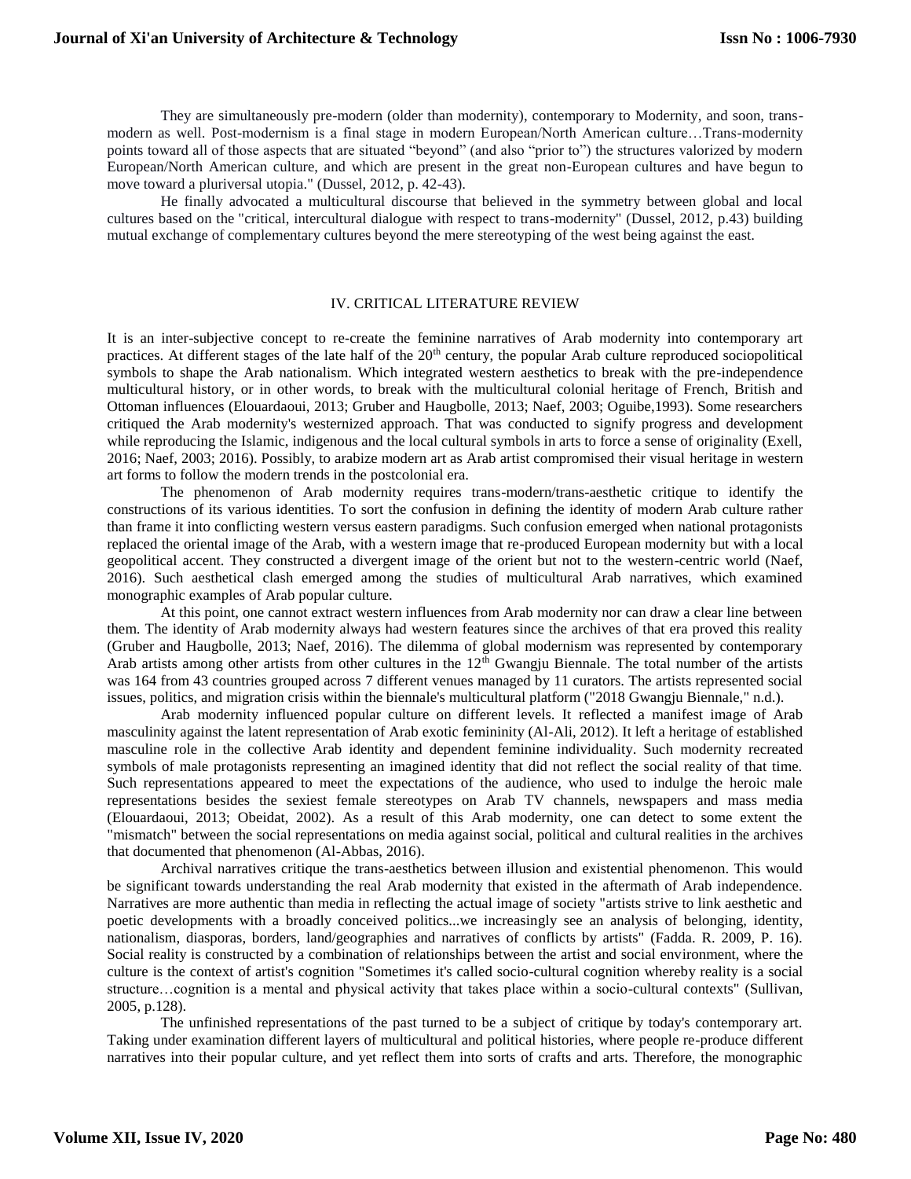They are simultaneously pre-modern (older than modernity), contemporary to Modernity, and soon, trans-modern as well. Post-modernism is a final stage in modern European/North American culture…Trans-modernity points toward all of those aspects that are situated "beyond" (and also "prior to") the structures valorized by modern European/North American culture, and which are present in the great non-European cultures and have begun to move toward a pluriversal utopia." (Dussel, 2012, p. 42-43).

He finally advocated a multicultural discourse that believed in the symmetry between global and local cultures based on the "critical, intercultural dialogue with respect to trans-modernity" (Dussel, 2012, p.43) building mutual exchange of complementary cultures beyond the mere stereotyping of the west being against the east.

## IV. CRITICAL LITERATURE REVIEW

It is an inter-subjective concept to re-create the feminine narratives of Arab modernity into contemporary art practices. At different stages of the late half of the 20th century, the popular Arab culture reproduced sociopolitical symbols to shape the Arab nationalism. Which integrated western aesthetics to break with the pre-independence multicultural history, or in other words, to break with the multicultural colonial heritage of French, British and Ottoman influences (Elouardaoui, 2013; Gruber and Haugbolle, 2013; Naef, 2003; Oguibe,1993). Some researchers critiqued the Arab modernity's westernized approach. That was conducted to signify progress and development while reproducing the Islamic, indigenous and the local cultural symbols in arts to force a sense of originality (Exell, 2016; Naef, 2003; 2016). Possibly, to arabize modern art as Arab artist compromised their visual heritage in western art forms to follow the modern trends in the postcolonial era.

The phenomenon of Arab modernity requires trans-modern/trans-aesthetic critique to identify the constructions of its various identities. To sort the confusion in defining the identity of modern Arab culture rather than frame it into conflicting western versus eastern paradigms. Such confusion emerged when national protagonists replaced the oriental image of the Arab, with a western image that re-produced European modernity but with a local geopolitical accent. They constructed a divergent image of the orient but not to the western-centric world (Naef, 2016). Such aesthetical clash emerged among the studies of multicultural Arab narratives, which examined monographic examples of Arab popular culture.

At this point, one cannot extract western influences from Arab modernity nor can draw a clear line between them. The identity of Arab modernity always had western features since the archives of that era proved this reality (Gruber and Haugbolle, 2013; Naef, 2016). The dilemma of global modernism was represented by contemporary Arab artists among other artists from other cultures in the 12th Gwangju Biennale. The total number of the artists was 164 from 43 countries grouped across 7 different venues managed by 11 curators. The artists represented social issues, politics, and migration crisis within the biennale's multicultural platform ("2018 Gwangju Biennale," n.d.).

Arab modernity influenced popular culture on different levels. It reflected a manifest image of Arab masculinity against the latent representation of Arab exotic femininity (Al-Ali, 2012). It left a heritage of established masculine role in the collective Arab identity and dependent feminine individuality. Such modernity recreated symbols of male protagonists representing an imagined identity that did not reflect the social reality of that time. Such representations appeared to meet the expectations of the audience, who used to indulge the heroic male representations besides the sexiest female stereotypes on Arab TV channels, newspapers and mass media (Elouardaoui, 2013; Obeidat, 2002). As a result of this Arab modernity, one can detect to some extent the "mismatch" between the social representations on media against social, political and cultural realities in the archives that documented that phenomenon (Al-Abbas, 2016).

Archival narratives critique the trans-aesthetics between illusion and existential phenomenon. This would be significant towards understanding the real Arab modernity that existed in the aftermath of Arab independence. Narratives are more authentic than media in reflecting the actual image of society "artists strive to link aesthetic and poetic developments with a broadly conceived politics...we increasingly see an analysis of belonging, identity, nationalism, diasporas, borders, land/geographies and narratives of conflicts by artists" (Fadda. R. 2009, P. 16). Social reality is constructed by a combination of relationships between the artist and social environment, where the culture is the context of artist's cognition "Sometimes it's called socio-cultural cognition whereby reality is a social structure…cognition is a mental and physical activity that takes place within a socio-cultural contexts" (Sullivan, 2005, p.128).

The unfinished representations of the past turned to be a subject of critique by today's contemporary art. Taking under examination different layers of multicultural and political histories, where people re-produce different narratives into their popular culture, and yet reflect them into sorts of crafts and arts. Therefore, the monographic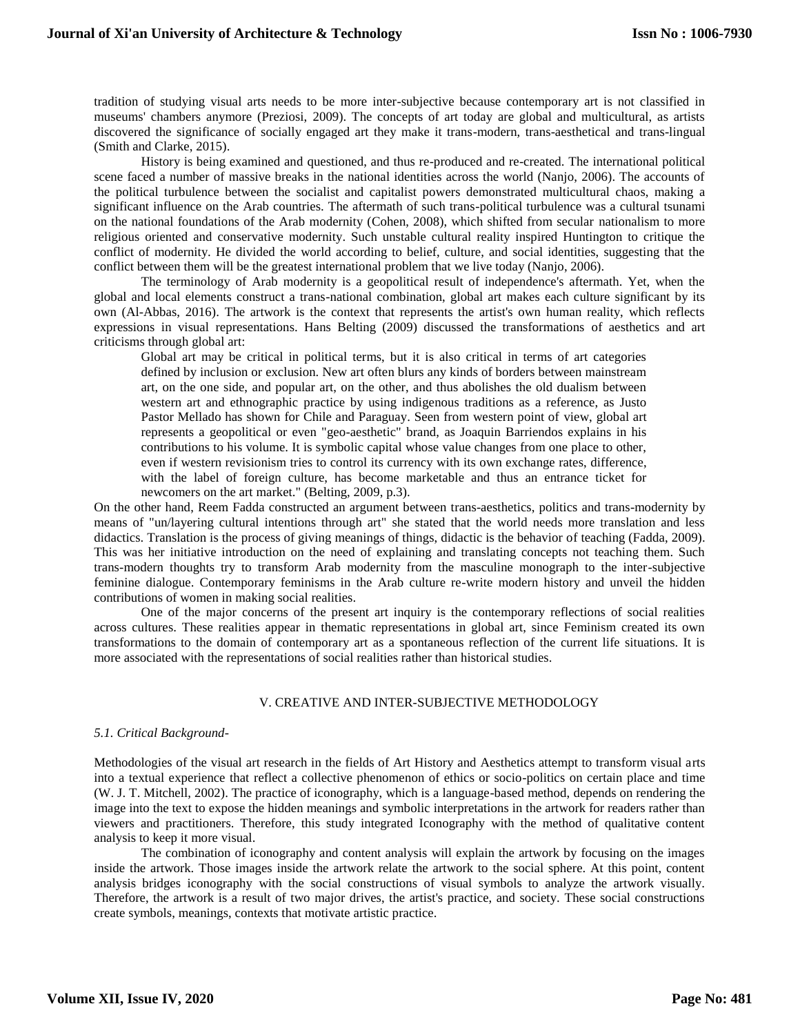tradition of studying visual arts needs to be more inter-subjective because contemporary art is not classified in museums' chambers anymore (Preziosi, 2009). The concepts of art today are global and multicultural, as artists discovered the significance of socially engaged art they make it trans-modern, trans-aesthetical and trans-lingual (Smith and Clarke, 2015).

History is being examined and questioned, and thus re-produced and re-created. The international political scene faced a number of massive breaks in the national identities across the world (Nanjo, 2006). The accounts of the political turbulence between the socialist and capitalist powers demonstrated multicultural chaos, making a significant influence on the Arab countries. The aftermath of such trans-political turbulence was a cultural tsunami on the national foundations of the Arab modernity (Cohen, 2008), which shifted from secular nationalism to more religious oriented and conservative modernity. Such unstable cultural reality inspired Huntington to critique the conflict of modernity. He divided the world according to belief, culture, and social identities, suggesting that the conflict between them will be the greatest international problem that we live today (Nanjo, 2006).

The terminology of Arab modernity is a geopolitical result of independence's aftermath. Yet, when the global and local elements construct a trans-national combination, global art makes each culture significant by its own (Al-Abbas, 2016). The artwork is the context that represents the artist's own human reality, which reflects expressions in visual representations. Hans Belting (2009) discussed the transformations of aesthetics and art criticisms through global art:

> Global art may be critical in political terms, but it is also critical in terms of art categories defined by inclusion or exclusion. New art often blurs any kinds of borders between mainstream art, on the one side, and popular art, on the other, and thus abolishes the old dualism between western art and ethnographic practice by using indigenous traditions as a reference, as Justo Pastor Mellado has shown for Chile and Paraguay. Seen from western point of view, global art represents a geopolitical or even "geo-aesthetic" brand, as Joaquin Barriendos explains in his contributions to his volume. It is symbolic capital whose value changes from one place to other, even if western revisionism tries to control its currency with its own exchange rates, difference, with the label of foreign culture, has become marketable and thus an entrance ticket for newcomers on the art market." (Belting, 2009, p.3).

On the other hand, Reem Fadda constructed an argument between trans-aesthetics, politics and trans-modernity by means of "un/layering cultural intentions through art" she stated that the world needs more translation and less didactics. Translation is the process of giving meanings of things, didactic is the behavior of teaching (Fadda, 2009). This was her initiative introduction on the need of explaining and translating concepts not teaching them. Such trans-modern thoughts try to transform Arab modernity from the masculine monograph to the inter-subjective feminine dialogue. Contemporary feminisms in the Arab culture re-write modern history and unveil the hidden contributions of women in making social realities.

One of the major concerns of the present art inquiry is the contemporary reflections of social realities across cultures. These realities appear in thematic representations in global art, since Feminism created its own transformations to the domain of contemporary art as a spontaneous reflection of the current life situations. It is more associated with the representations of social realities rather than historical studies.

## V. CREATIVE AND INTER-SUBJECTIVE METHODOLOGY

### *5.1. Critical Background-*

Methodologies of the visual art research in the fields of Art History and Aesthetics attempt to transform visual arts into a textual experience that reflect a collective phenomenon of ethics or socio-politics on certain place and time (W. J. T. Mitchell, 2002). The practice of iconography, which is a language-based method, depends on rendering the image into the text to expose the hidden meanings and symbolic interpretations in the artwork for readers rather than viewers and practitioners. Therefore, this study integrated Iconography with the method of qualitative content analysis to keep it more visual.

The combination of iconography and content analysis will explain the artwork by focusing on the images inside the artwork. Those images inside the artwork relate the artwork to the social sphere. At this point, content analysis bridges iconography with the social constructions of visual symbols to analyze the artwork visually. Therefore, the artwork is a result of two major drives, the artist's practice, and society. These social constructions create symbols, meanings, contexts that motivate artistic practice.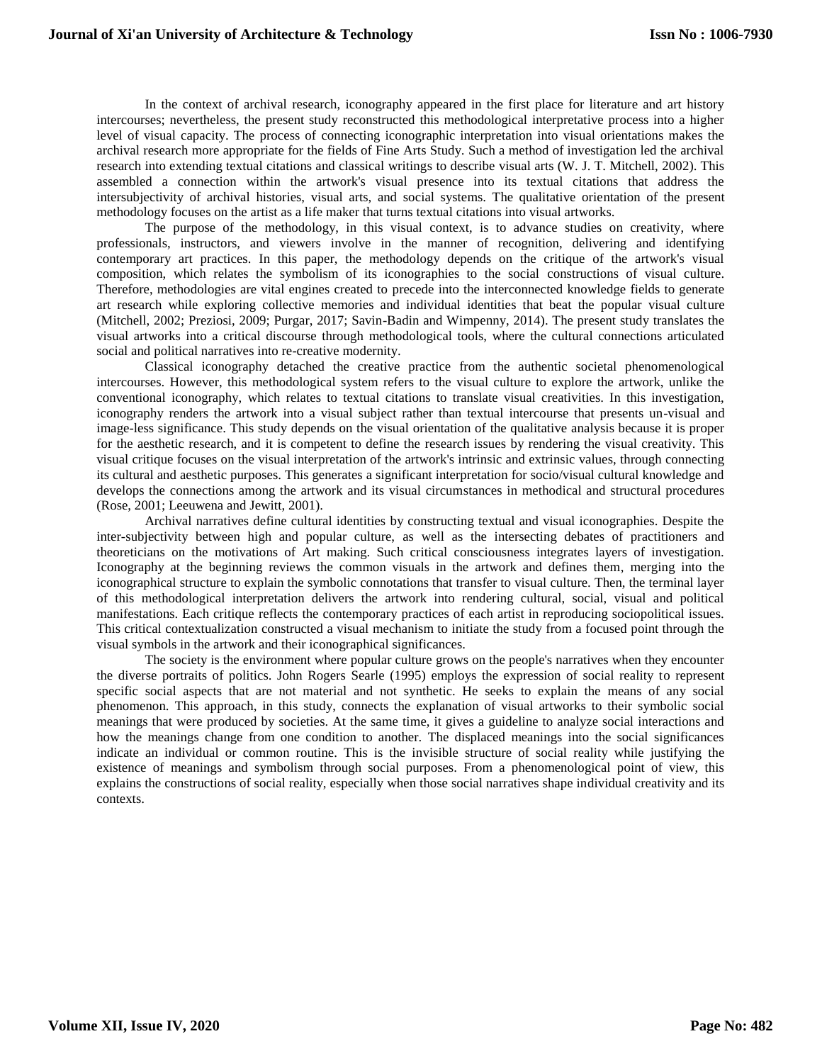In the context of archival research, iconography appeared in the first place for literature and art history intercourses; nevertheless, the present study reconstructed this methodological interpretative process into a higher level of visual capacity. The process of connecting iconographic interpretation into visual orientations makes the archival research more appropriate for the fields of Fine Arts Study. Such a method of investigation led the archival research into extending textual citations and classical writings to describe visual arts (W. J. T. Mitchell, 2002). This assembled a connection within the artwork's visual presence into its textual citations that address the intersubjectivity of archival histories, visual arts, and social systems. The qualitative orientation of the present methodology focuses on the artist as a life maker that turns textual citations into visual artworks.

The purpose of the methodology, in this visual context, is to advance studies on creativity, where professionals, instructors, and viewers involve in the manner of recognition, delivering and identifying contemporary art practices. In this paper, the methodology depends on the critique of the artwork's visual composition, which relates the symbolism of its iconographies to the social constructions of visual culture. Therefore, methodologies are vital engines created to precede into the interconnected knowledge fields to generate art research while exploring collective memories and individual identities that beat the popular visual culture (Mitchell, 2002; Preziosi, 2009; Purgar, 2017; Savin-Badin and Wimpenny, 2014). The present study translates the visual artworks into a critical discourse through methodological tools, where the cultural connections articulated social and political narratives into re-creative modernity.

Classical iconography detached the creative practice from the authentic societal phenomenological intercourses. However, this methodological system refers to the visual culture to explore the artwork, unlike the conventional iconography, which relates to textual citations to translate visual creativities. In this investigation, iconography renders the artwork into a visual subject rather than textual intercourse that presents un-visual and image-less significance. This study depends on the visual orientation of the qualitative analysis because it is proper for the aesthetic research, and it is competent to define the research issues by rendering the visual creativity. This visual critique focuses on the visual interpretation of the artwork's intrinsic and extrinsic values, through connecting its cultural and aesthetic purposes. This generates a significant interpretation for socio/visual cultural knowledge and develops the connections among the artwork and its visual circumstances in methodical and structural procedures (Rose, 2001; Leeuwena and Jewitt, 2001).

Archival narratives define cultural identities by constructing textual and visual iconographies. Despite the inter-subjectivity between high and popular culture, as well as the intersecting debates of practitioners and theoreticians on the motivations of Art making. Such critical consciousness integrates layers of investigation. Iconography at the beginning reviews the common visuals in the artwork and defines them, merging into the iconographical structure to explain the symbolic connotations that transfer to visual culture. Then, the terminal layer of this methodological interpretation delivers the artwork into rendering cultural, social, visual and political manifestations. Each critique reflects the contemporary practices of each artist in reproducing sociopolitical issues. This critical contextualization constructed a visual mechanism to initiate the study from a focused point through the visual symbols in the artwork and their iconographical significances.

The society is the environment where popular culture grows on the people's narratives when they encounter the diverse portraits of politics. John Rogers Searle (1995) employs the expression of social reality to represent specific social aspects that are not material and not synthetic. He seeks to explain the means of any social phenomenon. This approach, in this study, connects the explanation of visual artworks to their symbolic social meanings that were produced by societies. At the same time, it gives a guideline to analyze social interactions and how the meanings change from one condition to another. The displaced meanings into the social significances indicate an individual or common routine. This is the invisible structure of social reality while justifying the existence of meanings and symbolism through social purposes. From a phenomenological point of view, this explains the constructions of social reality, especially when those social narratives shape individual creativity and its contexts.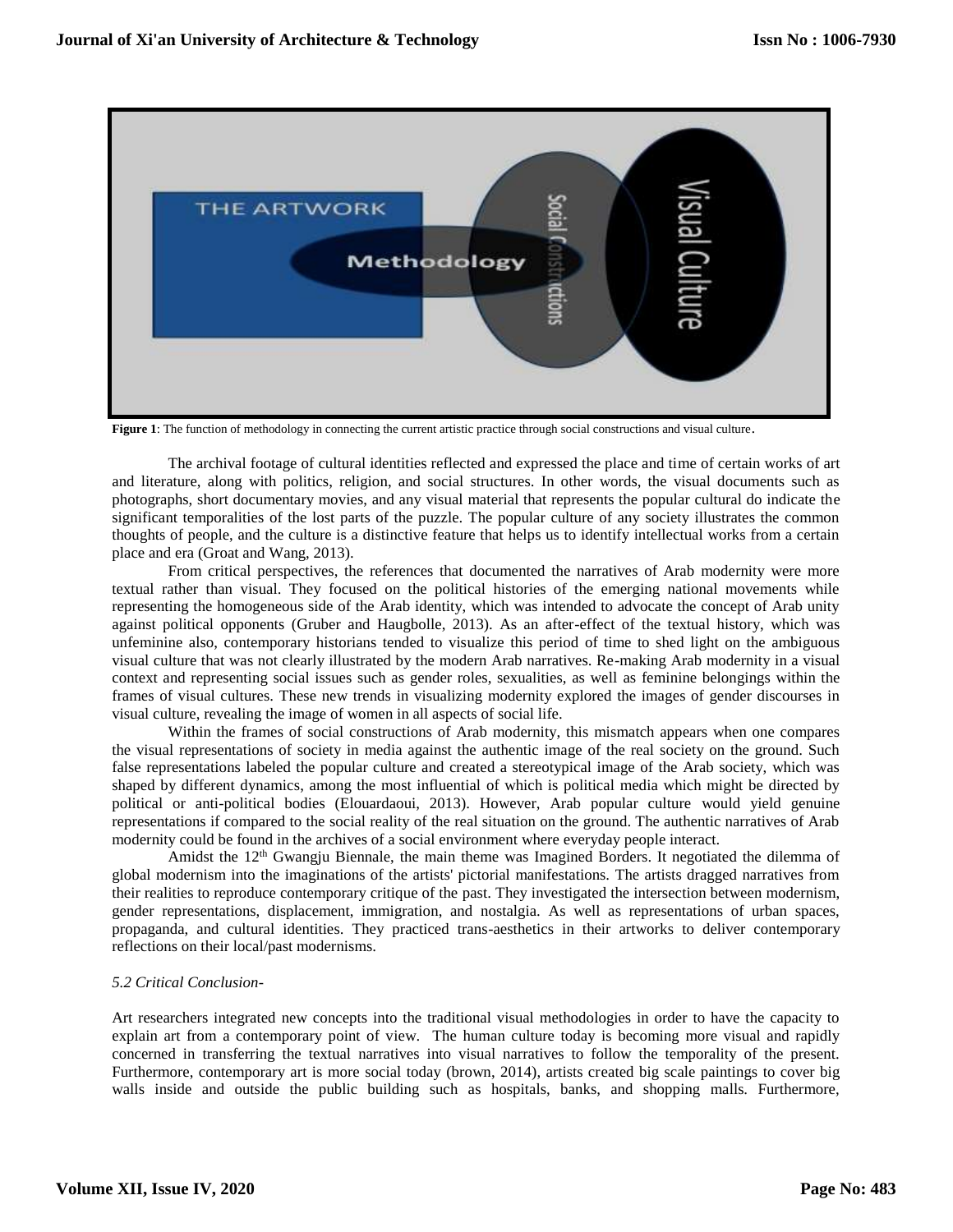**Figure 1**: The function of methodology in connecting the current artistic practice through social constructions and visual culture.

The archival footage of cultural identities reflected and expressed the place and time of certain works of art and literature, along with politics, religion, and social structures. In other words, the visual documents such as photographs, short documentary movies, and any visual material that represents the popular cultural do indicate the significant temporalities of the lost parts of the puzzle. The popular culture of any society illustrates the common thoughts of people, and the culture is a distinctive feature that helps us to identify intellectual works from a certain place and era (Groat and Wang, 2013).

From critical perspectives, the references that documented the narratives of Arab modernity were more textual rather than visual. They focused on the political histories of the emerging national movements while representing the homogeneous side of the Arab identity, which was intended to advocate the concept of Arab unity against political opponents (Gruber and Haugbolle, 2013). As an after-effect of the textual history, which was unfeminine also, contemporary historians tended to visualize this period of time to shed light on the ambiguous visual culture that was not clearly illustrated by the modern Arab narratives. Re-making Arab modernity in a visual context and representing social issues such as gender roles, sexualities, as well as feminine belongings within the frames of visual cultures. These new trends in visualizing modernity explored the images of gender discourses in visual culture, revealing the image of women in all aspects of social life.

Within the frames of social constructions of Arab modernity, this mismatch appears when one compares the visual representations of society in media against the authentic image of the real society on the ground. Such false representations labeled the popular culture and created a stereotypical image of the Arab society, which was shaped by different dynamics, among the most influential of which is political media which might be directed by political or anti-political bodies (Elouardaoui, 2013). However, Arab popular culture would yield genuine representations if compared to the social reality of the real situation on the ground. The authentic narratives of Arab modernity could be found in the archives of a social environment where everyday people interact.

Amidst the 12th Gwangju Biennale, the main theme was Imagined Borders. It negotiated the dilemma of global modernism into the imaginations of the artists' pictorial manifestations. The artists dragged narratives from their realities to reproduce contemporary critique of the past. They investigated the intersection between modernism, gender representations, displacement, immigration, and nostalgia. As well as representations of urban spaces, propaganda, and cultural identities. They practiced trans-aesthetics in their artworks to deliver contemporary reflections on their local/past modernisms.

*5.2 Critical Conclusion-*

Art researchers integrated new concepts into the traditional visual methodologies in order to have the capacity to explain art from a contemporary point of view. The human culture today is becoming more visual and rapidly concerned in transferring the textual narratives into visual narratives to follow the temporality of the present. Furthermore, contemporary art is more social today (brown, 2014), artists created big scale paintings to cover big walls inside and outside the public building such as hospitals, banks, and shopping malls. Furthermore,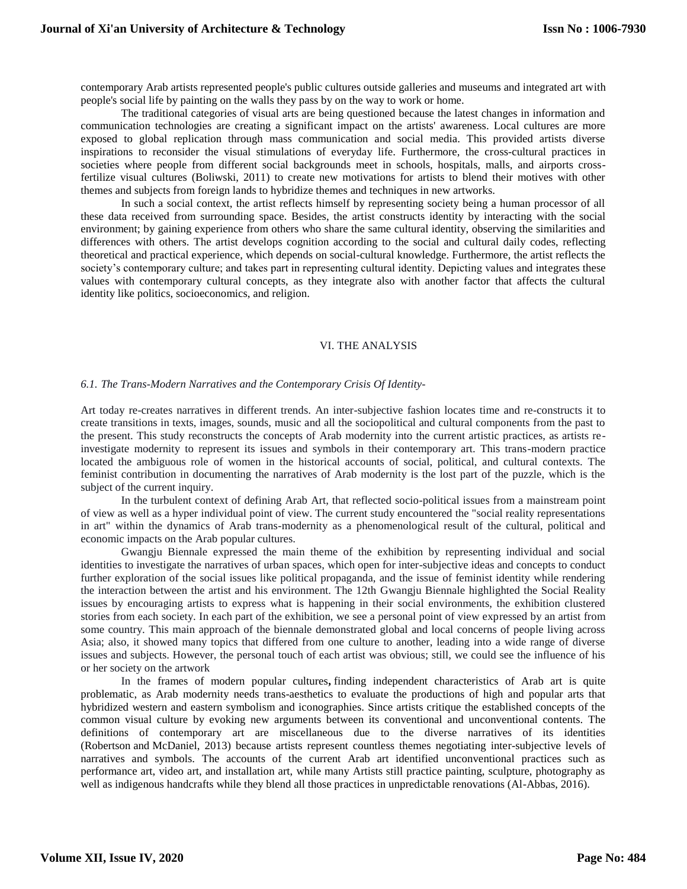contemporary Arab artists represented people's public cultures outside galleries and museums and integrated art with people's social life by painting on the walls they pass by on the way to work or home.

The traditional categories of visual arts are being questioned because the latest changes in information and communication technologies are creating a significant impact on the artists' awareness. Local cultures are more exposed to global replication through mass communication and social media. This provided artists diverse inspirations to reconsider the visual stimulations of everyday life. Furthermore, the cross-cultural practices in societies where people from different social backgrounds meet in schools, hospitals, malls, and airports cross-fertilize visual cultures (Boliwski, 2011) to create new motivations for artists to blend their motives with other themes and subjects from foreign lands to hybridize themes and techniques in new artworks.

In such a social context, the artist reflects himself by representing society being a human processor of all these data received from surrounding space. Besides, the artist constructs identity by interacting with the social environment; by gaining experience from others who share the same cultural identity, observing the similarities and differences with others. The artist develops cognition according to the social and cultural daily codes, reflecting theoretical and practical experience, which depends on social-cultural knowledge. Furthermore, the artist reflects the society's contemporary culture; and takes part in representing cultural identity. Depicting values and integrates these values with contemporary cultural concepts, as they integrate also with another factor that affects the cultural identity like politics, socioeconomics, and religion.

## VI. THE ANALYSIS

### *6.1. The Trans-Modern Narratives and the Contemporary Crisis Of Identity-*

Art today re-creates narratives in different trends. An inter-subjective fashion locates time and re-constructs it to create transitions in texts, images, sounds, music and all the sociopolitical and cultural components from the past to the present. This study reconstructs the concepts of Arab modernity into the current artistic practices, as artists re-investigate modernity to represent its issues and symbols in their contemporary art. This trans-modern practice located the ambiguous role of women in the historical accounts of social, political, and cultural contexts. The feminist contribution in documenting the narratives of Arab modernity is the lost part of the puzzle, which is the subject of the current inquiry.

In the turbulent context of defining Arab Art, that reflected socio-political issues from a mainstream point of view as well as a hyper individual point of view. The current study encountered the "social reality representations in art" within the dynamics of Arab trans-modernity as a phenomenological result of the cultural, political and economic impacts on the Arab popular cultures.

Gwangju Biennale expressed the main theme of the exhibition by representing individual and social identities to investigate the narratives of urban spaces, which open for inter-subjective ideas and concepts to conduct further exploration of the social issues like political propaganda, and the issue of feminist identity while rendering the interaction between the artist and his environment. The 12th Gwangju Biennale highlighted the Social Reality issues by encouraging artists to express what is happening in their social environments, the exhibition clustered stories from each society. In each part of the exhibition, we see a personal point of view expressed by an artist from some country. This main approach of the biennale demonstrated global and local concerns of people living across Asia; also, it showed many topics that differed from one culture to another, leading into a wide range of diverse issues and subjects. However, the personal touch of each artist was obvious; still, we could see the influence of his or her society on the artwork

In the frames of modern popular cultures**,** finding independent characteristics of Arab art is quite problematic, as Arab modernity needs trans-aesthetics to evaluate the productions of high and popular arts that hybridized western and eastern symbolism and iconographies. Since artists critique the established concepts of the common visual culture by evoking new arguments between its conventional and unconventional contents. The definitions of contemporary art are miscellaneous due to the diverse narratives of its identities (Robertson and McDaniel, 2013) because artists represent countless themes negotiating inter-subjective levels of narratives and symbols. The accounts of the current Arab art identified unconventional practices such as performance art, video art, and installation art, while many Artists still practice painting, sculpture, photography as well as indigenous handcrafts while they blend all those practices in unpredictable renovations (Al-Abbas, 2016).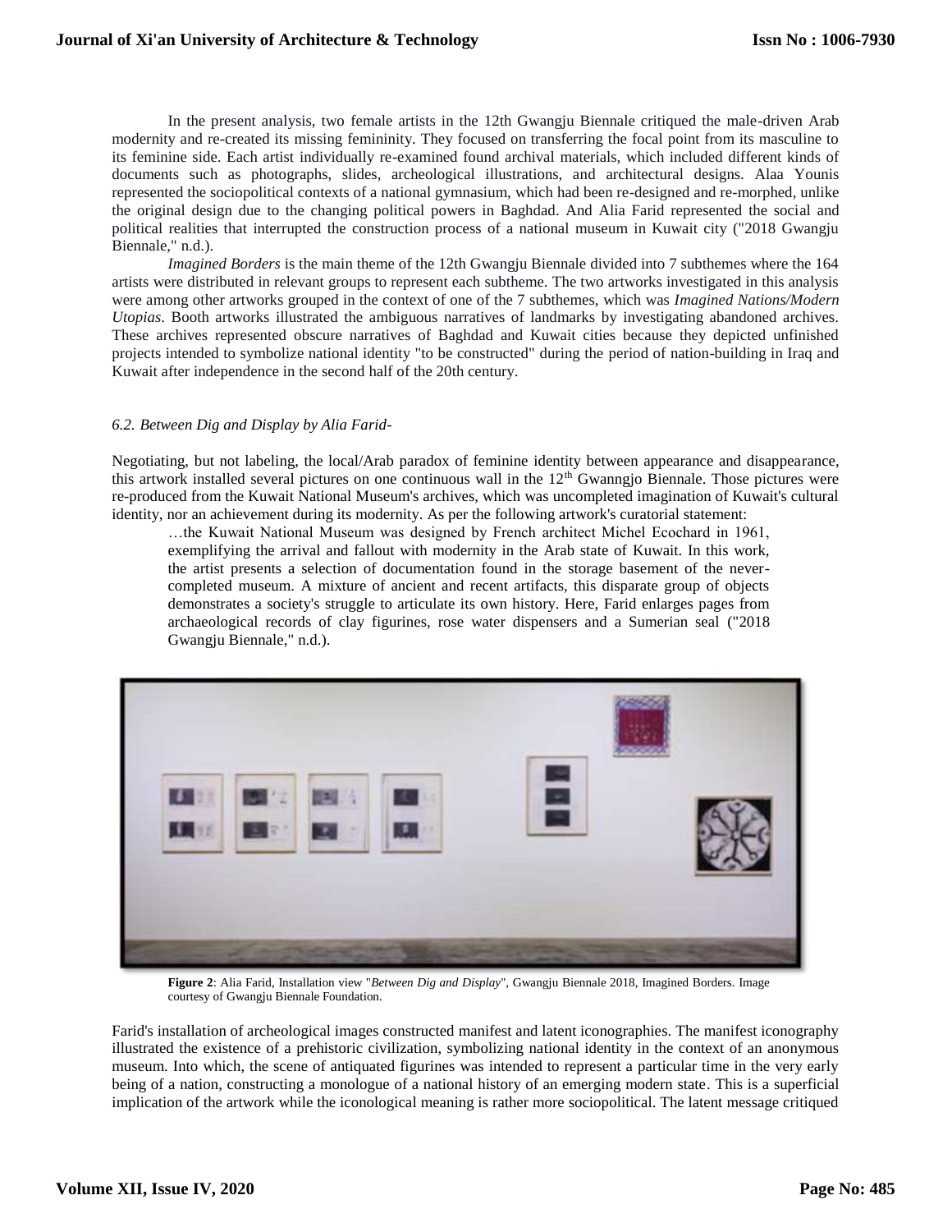In the present analysis, two female artists in the 12th Gwangju Biennale critiqued the male-driven Arab modernity and re-created its missing femininity. They focused on transferring the focal point from its masculine to its feminine side. Each artist individually re-examined found archival materials, which included different kinds of documents such as photographs, slides, archeological illustrations, and architectural designs. Alaa Younis represented the sociopolitical contexts of a national gymnasium, which had been re-designed and re-morphed, unlike the original design due to the changing political powers in Baghdad. And Alia Farid represented the social and political realities that interrupted the construction process of a national museum in Kuwait city ("2018 Gwangju Biennale," n.d.).

*Imagined Borders* is the main theme of the 12th Gwangju Biennale divided into 7 subthemes where the 164 artists were distributed in relevant groups to represent each subtheme. The two artworks investigated in this analysis were among other artworks grouped in the context of one of the 7 subthemes, which was *Imagined Nations/Modern Utopias*. Booth artworks illustrated the ambiguous narratives of landmarks by investigating abandoned archives. These archives represented obscure narratives of Baghdad and Kuwait cities because they depicted unfinished projects intended to symbolize national identity "to be constructed" during the period of nation-building in Iraq and Kuwait after independence in the second half of the 20th century.

### *6.2. Between Dig and Display by Alia Farid-*

Negotiating, but not labeling, the local/Arab paradox of feminine identity between appearance and disappearance, this artwork installed several pictures on one continuous wall in the 12th Gwanngjo Biennale. Those pictures were re-produced from the Kuwait National Museum's archives, which was uncompleted imagination of Kuwait's cultural identity, nor an achievement during its modernity. As per the following artwork's curatorial statement:

> …the Kuwait National Museum was designed by French architect Michel Ecochard in 1961, exemplifying the arrival and fallout with modernity in the Arab state of Kuwait. In this work, the artist presents a selection of documentation found in the storage basement of the never-completed museum. A mixture of ancient and recent artifacts, this disparate group of objects demonstrates a society's struggle to articulate its own history. Here, Farid enlarges pages from archaeological records of clay figurines, rose water dispensers and a Sumerian seal ("2018 Gwangju Biennale," n.d.).

**Figure 2**: Alia Farid, Installation view "*Between Dig and Display*", Gwangju Biennale 2018, Imagined Borders. Image courtesy of Gwangju Biennale Foundation.

Farid's installation of archeological images constructed manifest and latent iconographies. The manifest iconography illustrated the existence of a prehistoric civilization, symbolizing national identity in the context of an anonymous museum. Into which, the scene of antiquated figurines was intended to represent a particular time in the very early being of a nation, constructing a monologue of a national history of an emerging modern state. This is a superficial implication of the artwork while the iconological meaning is rather more sociopolitical. The latent message critiqued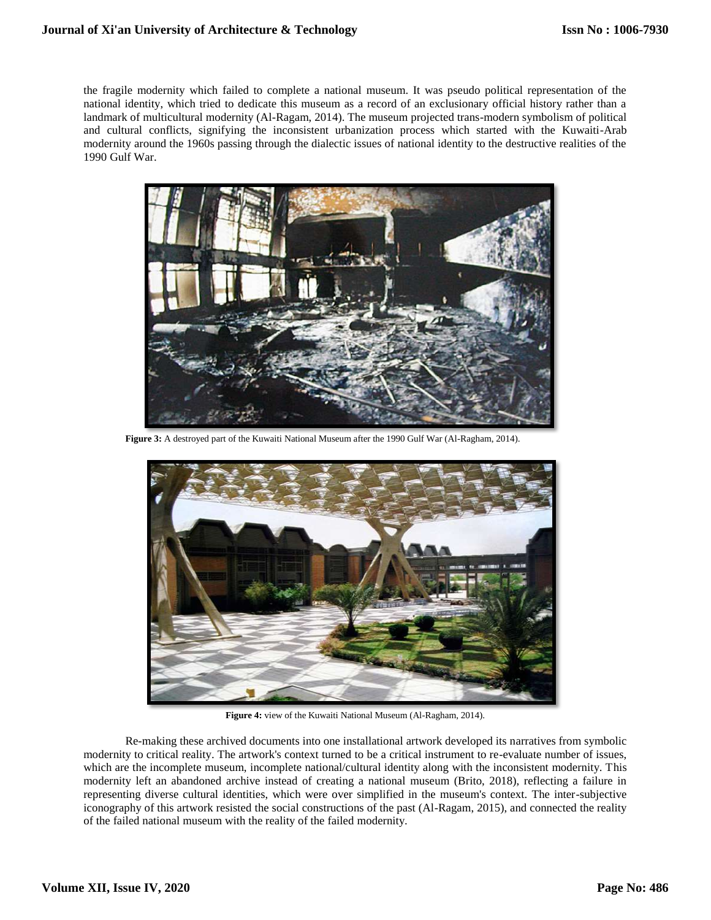the fragile modernity which failed to complete a national museum. It was pseudo political representation of the national identity, which tried to dedicate this museum as a record of an exclusionary official history rather than a landmark of multicultural modernity (Al-Ragam, 2014). The museum projected trans-modern symbolism of political and cultural conflicts, signifying the inconsistent urbanization process which started with the Kuwaiti-Arab modernity around the 1960s passing through the dialectic issues of national identity to the destructive realities of the 1990 Gulf War.

**Figure 3:** A destroyed part of the Kuwaiti National Museum after the 1990 Gulf War (Al-Ragham, 2014).

**Figure 4:** view of the Kuwaiti National Museum (Al-Ragham, 2014).

Re-making these archived documents into one installational artwork developed its narratives from symbolic modernity to critical reality. The artwork's context turned to be a critical instrument to re-evaluate number of issues, which are the incomplete museum, incomplete national/cultural identity along with the inconsistent modernity. This modernity left an abandoned archive instead of creating a national museum (Brito, 2018), reflecting a failure in representing diverse cultural identities, which were over simplified in the museum's context. The inter-subjective iconography of this artwork resisted the social constructions of the past (Al-Ragam, 2015), and connected the reality of the failed national museum with the reality of the failed modernity.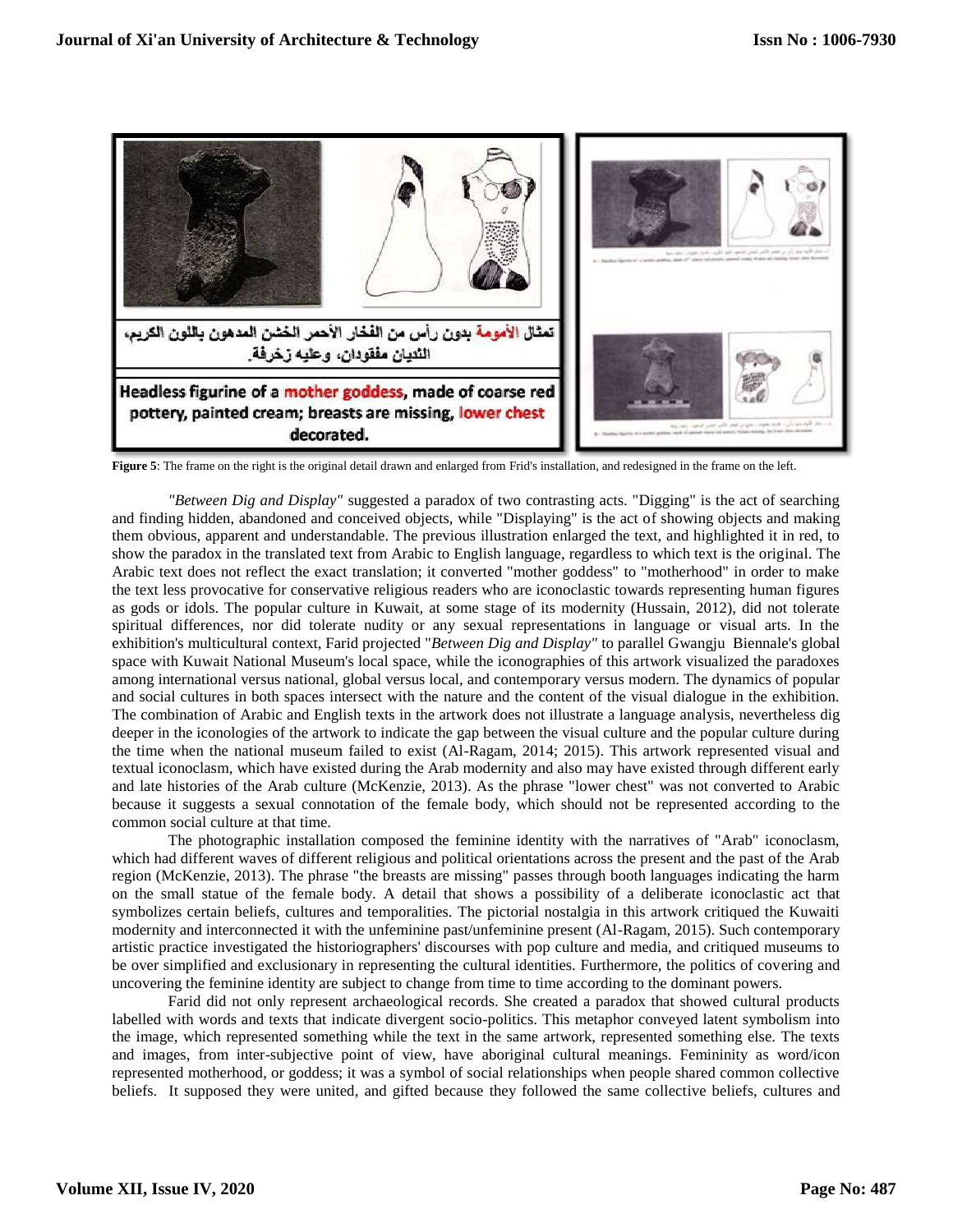**Figure 5**: The frame on the right is the original detail drawn and enlarged from Frid's installation, and redesigned in the frame on the left.

*"Between Dig and Display"* suggested a paradox of two contrasting acts. "Digging" is the act of searching and finding hidden, abandoned and conceived objects, while "Displaying" is the act of showing objects and making them obvious, apparent and understandable. The previous illustration enlarged the text, and highlighted it in red, to show the paradox in the translated text from Arabic to English language, regardless to which text is the original. The Arabic text does not reflect the exact translation; it converted "mother goddess" to "motherhood" in order to make the text less provocative for conservative religious readers who are iconoclastic towards representing human figures as gods or idols. The popular culture in Kuwait, at some stage of its modernity (Hussain, 2012), did not tolerate spiritual differences, nor did tolerate nudity or any sexual representations in language or visual arts. In the exhibition's multicultural context, Farid projected "*Between Dig and Display"* to parallel Gwangju Biennale's global space with Kuwait National Museum's local space, while the iconographies of this artwork visualized the paradoxes among international versus national, global versus local, and contemporary versus modern. The dynamics of popular and social cultures in both spaces intersect with the nature and the content of the visual dialogue in the exhibition. The combination of Arabic and English texts in the artwork does not illustrate a language analysis, nevertheless dig deeper in the iconologies of the artwork to indicate the gap between the visual culture and the popular culture during the time when the national museum failed to exist (Al-Ragam, 2014; 2015). This artwork represented visual and textual iconoclasm, which have existed during the Arab modernity and also may have existed through different early and late histories of the Arab culture (McKenzie, 2013). As the phrase "lower chest" was not converted to Arabic because it suggests a sexual connotation of the female body, which should not be represented according to the common social culture at that time.

The photographic installation composed the feminine identity with the narratives of "Arab" iconoclasm, which had different waves of different religious and political orientations across the present and the past of the Arab region (McKenzie, 2013). The phrase "the breasts are missing" passes through booth languages indicating the harm on the small statue of the female body. A detail that shows a possibility of a deliberate iconoclastic act that symbolizes certain beliefs, cultures and temporalities. The pictorial nostalgia in this artwork critiqued the Kuwaiti modernity and interconnected it with the unfeminine past/unfeminine present (Al-Ragam, 2015). Such contemporary artistic practice investigated the historiographers' discourses with pop culture and media, and critiqued museums to be over simplified and exclusionary in representing the cultural identities. Furthermore, the politics of covering and uncovering the feminine identity are subject to change from time to time according to the dominant powers.

Farid did not only represent archaeological records. She created a paradox that showed cultural products labelled with words and texts that indicate divergent socio-politics. This metaphor conveyed latent symbolism into the image, which represented something while the text in the same artwork, represented something else. The texts and images, from inter-subjective point of view, have aboriginal cultural meanings. Femininity as word/icon represented motherhood, or goddess; it was a symbol of social relationships when people shared common collective beliefs. It supposed they were united, and gifted because they followed the same collective beliefs, cultures and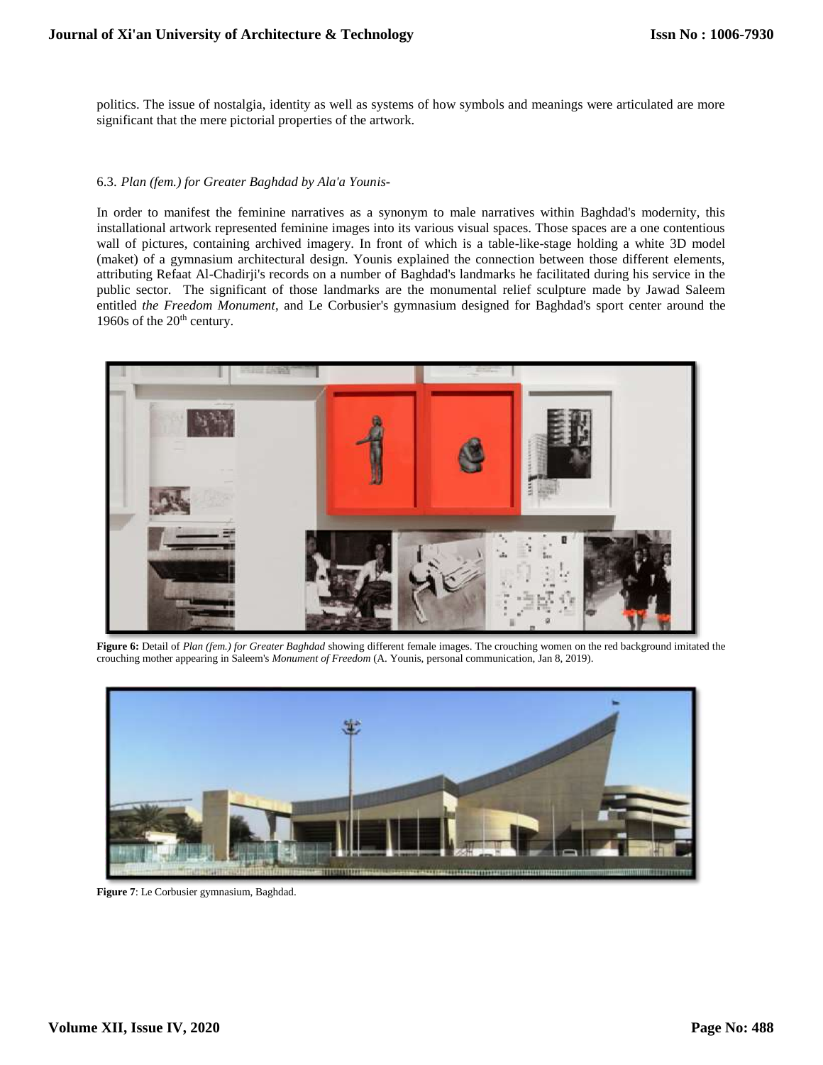politics. The issue of nostalgia, identity as well as systems of how symbols and meanings were articulated are more significant that the mere pictorial properties of the artwork.

### 6.3. *Plan (fem.) for Greater Baghdad by Ala'a Younis-*

In order to manifest the feminine narratives as a synonym to male narratives within Baghdad's modernity, this installational artwork represented feminine images into its various visual spaces. Those spaces are a one contentious wall of pictures, containing archived imagery. In front of which is a table-like-stage holding a white 3D model (maket) of a gymnasium architectural design. Younis explained the connection between those different elements, attributing Refaat Al-Chadirji's records on a number of Baghdad's landmarks he facilitated during his service in the public sector. The significant of those landmarks are the monumental relief sculpture made by Jawad Saleem entitled *the Freedom Monument*, and Le Corbusier's gymnasium designed for Baghdad's sport center around the 1960s of the 20th century.

**Figure 6:** Detail of *Plan (fem.) for Greater Baghdad* showing different female images. The crouching women on the red background imitated the crouching mother appearing in Saleem's *Monument of Freedom* (A. Younis, personal communication, Jan 8, 2019).

**Figure 7**: Le Corbusier gymnasium, Baghdad.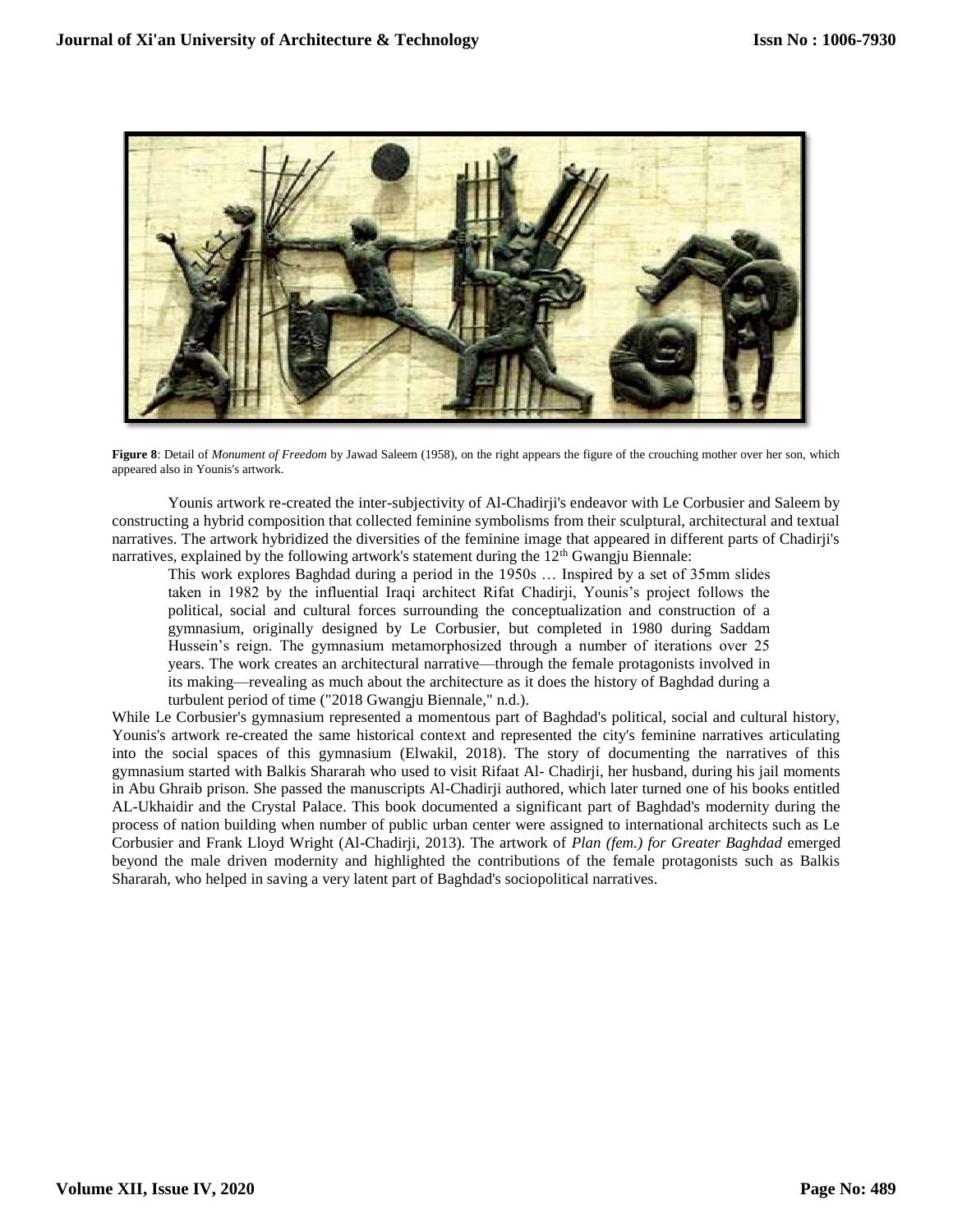**Figure 8**: Detail of *Monument of Freedom* by Jawad Saleem (1958), on the right appears the figure of the crouching mother over her son, which appeared also in Younis's artwork.

Younis artwork re-created the inter-subjectivity of Al-Chadirji's endeavor with Le Corbusier and Saleem by constructing a hybrid composition that collected feminine symbolisms from their sculptural, architectural and textual narratives. The artwork hybridized the diversities of the feminine image that appeared in different parts of Chadirji's narratives, explained by the following artwork's statement during the 12th Gwangju Biennale:

> This work explores Baghdad during a period in the 1950s … Inspired by a set of 35mm slides taken in 1982 by the influential Iraqi architect Rifat Chadirji, Younis's project follows the political, social and cultural forces surrounding the conceptualization and construction of a gymnasium, originally designed by Le Corbusier, but completed in 1980 during Saddam Hussein's reign. The gymnasium metamorphosized through a number of iterations over 25 years. The work creates an architectural narrative—through the female protagonists involved in its making—revealing as much about the architecture as it does the history of Baghdad during a turbulent period of time ("2018 Gwangju Biennale," n.d.).

While Le Corbusier's gymnasium represented a momentous part of Baghdad's political, social and cultural history, Younis's artwork re-created the same historical context and represented the city's feminine narratives articulating into the social spaces of this gymnasium (Elwakil, 2018). The story of documenting the narratives of this gymnasium started with Balkis Shararah who used to visit Rifaat Al- Chadirji, her husband, during his jail moments in Abu Ghraib prison. She passed the manuscripts Al-Chadirji authored, which later turned one of his books entitled AL-Ukhaidir and the Crystal Palace. This book documented a significant part of Baghdad's modernity during the process of nation building when number of public urban center were assigned to international architects such as Le Corbusier and Frank Lloyd Wright (Al-Chadirji, 2013). The artwork of *Plan (fem.) for Greater Baghdad* emerged beyond the male driven modernity and highlighted the contributions of the female protagonists such as Balkis Shararah, who helped in saving a very latent part of Baghdad's sociopolitical narratives.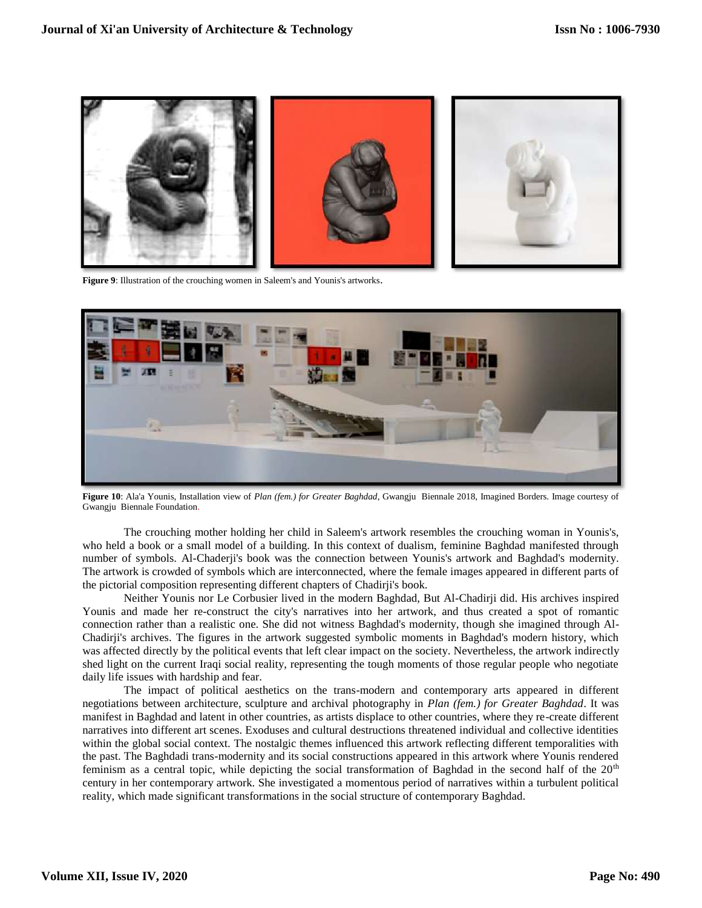**Figure 9**: Illustration of the crouching women in Saleem's and Younis's artworks.

**Figure 10**: Ala'a Younis, Installation view of *Plan (fem.) for Greater Baghdad*, Gwangju Biennale 2018, Imagined Borders. Image courtesy of Gwangju Biennale Foundation.

The crouching mother holding her child in Saleem's artwork resembles the crouching woman in Younis's, who held a book or a small model of a building. In this context of dualism, feminine Baghdad manifested through number of symbols. Al-Chaderji's book was the connection between Younis's artwork and Baghdad's modernity. The artwork is crowded of symbols which are interconnected, where the female images appeared in different parts of the pictorial composition representing different chapters of Chadirji's book.

Neither Younis nor Le Corbusier lived in the modern Baghdad, But Al-Chadirji did. His archives inspired Younis and made her re-construct the city's narratives into her artwork, and thus created a spot of romantic connection rather than a realistic one. She did not witness Baghdad's modernity, though she imagined through Al-Chadirji's archives. The figures in the artwork suggested symbolic moments in Baghdad's modern history, which was affected directly by the political events that left clear impact on the society. Nevertheless, the artwork indirectly shed light on the current Iraqi social reality, representing the tough moments of those regular people who negotiate daily life issues with hardship and fear.

The impact of political aesthetics on the trans-modern and contemporary arts appeared in different negotiations between architecture, sculpture and archival photography in *Plan (fem.) for Greater Baghdad*. It was manifest in Baghdad and latent in other countries, as artists displace to other countries, where they re-create different narratives into different art scenes. Exoduses and cultural destructions threatened individual and collective identities within the global social context. The nostalgic themes influenced this artwork reflecting different temporalities with the past. The Baghdadi trans-modernity and its social constructions appeared in this artwork where Younis rendered feminism as a central topic, while depicting the social transformation of Baghdad in the second half of the 20$^{th}$ century in her contemporary artwork. She investigated a momentous period of narratives within a turbulent political reality, which made significant transformations in the social structure of contemporary Baghdad.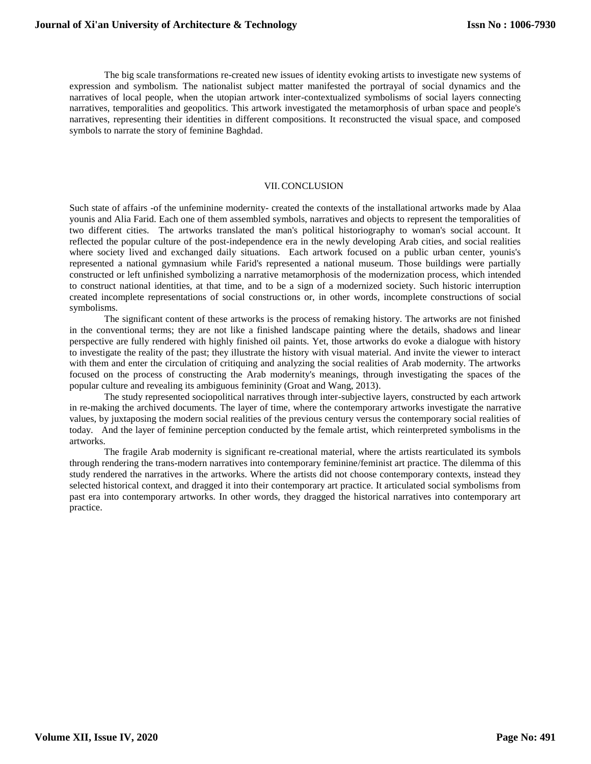The big scale transformations re-created new issues of identity evoking artists to investigate new systems of expression and symbolism. The nationalist subject matter manifested the portrayal of social dynamics and the narratives of local people, when the utopian artwork inter-contextualized symbolisms of social layers connecting narratives, temporalities and geopolitics. This artwork investigated the metamorphosis of urban space and people's narratives, representing their identities in different compositions. It reconstructed the visual space, and composed symbols to narrate the story of feminine Baghdad.

## VII. CONCLUSION

Such state of affairs -of the unfeminine modernity- created the contexts of the installational artworks made by Alaa younis and Alia Farid. Each one of them assembled symbols, narratives and objects to represent the temporalities of two different cities. The artworks translated the man's political historiography to woman's social account. It reflected the popular culture of the post-independence era in the newly developing Arab cities, and social realities where society lived and exchanged daily situations. Each artwork focused on a public urban center, younis's represented a national gymnasium while Farid's represented a national museum. Those buildings were partially constructed or left unfinished symbolizing a narrative metamorphosis of the modernization process, which intended to construct national identities, at that time, and to be a sign of a modernized society. Such historic interruption created incomplete representations of social constructions or, in other words, incomplete constructions of social symbolisms.

The significant content of these artworks is the process of remaking history. The artworks are not finished in the conventional terms; they are not like a finished landscape painting where the details, shadows and linear perspective are fully rendered with highly finished oil paints. Yet, those artworks do evoke a dialogue with history to investigate the reality of the past; they illustrate the history with visual material. And invite the viewer to interact with them and enter the circulation of critiquing and analyzing the social realities of Arab modernity. The artworks focused on the process of constructing the Arab modernity's meanings, through investigating the spaces of the popular culture and revealing its ambiguous femininity (Groat and Wang, 2013).

The study represented sociopolitical narratives through inter-subjective layers, constructed by each artwork in re-making the archived documents. The layer of time, where the contemporary artworks investigate the narrative values, by juxtaposing the modern social realities of the previous century versus the contemporary social realities of today. And the layer of feminine perception conducted by the female artist, which reinterpreted symbolisms in the artworks.

The fragile Arab modernity is significant re-creational material, where the artists rearticulated its symbols through rendering the trans-modern narratives into contemporary feminine/feminist art practice. The dilemma of this study rendered the narratives in the artworks. Where the artists did not choose contemporary contexts, instead they selected historical context, and dragged it into their contemporary art practice. It articulated social symbolisms from past era into contemporary artworks. In other words, they dragged the historical narratives into contemporary art practice.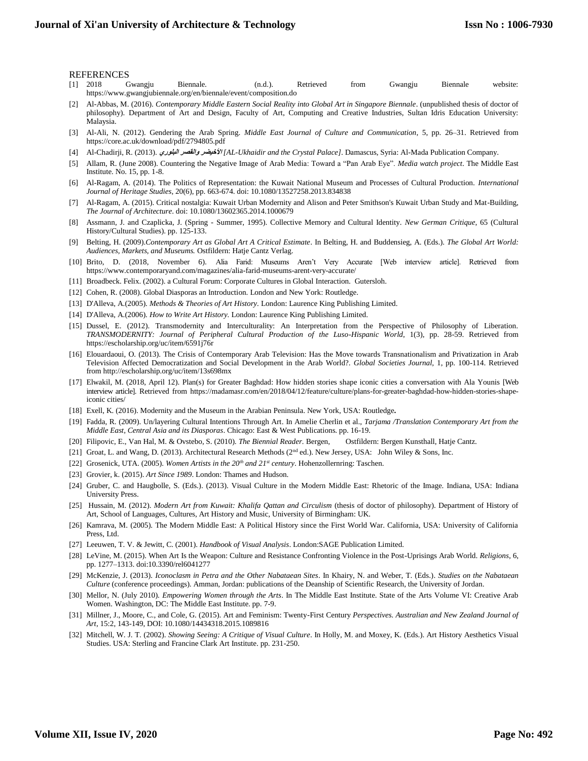## REFERENCES

[1] 2018 Gwangju Biennale. (n.d.). Retrieved from Gwangju Biennale website: https://www.gwangjubiennale.org/en/biennale/event/composition.do

[2] Al-Abbas, M. (2016). *Contemporary Middle Eastern Social Reality into Global Art in Singapore Biennale*. (unpublished thesis of doctor of philosophy). Department of Art and Design, Faculty of Art, Computing and Creative Industries, Sultan Idris Education University: Malaysia.

[3] Al-Ali, N. (2012). Gendering the Arab Spring. *Middle East Journal of Culture and Communication*, 5, pp. 26–31. Retrieved from https://core.ac.uk/download/pdf/2794805.pdf

[4] Al-Chadirji, R. (2013). *الأخيضر والقصر البلوري [AL-Ukhaidir and the Crystal Palace]*. Damascus, Syria: Al-Mada Publication Company.

[5] Allam, R. (June 2008). Countering the Negative Image of Arab Media: Toward a "Pan Arab Eye". *Media watch project*. The Middle East Institute. No. 15, pp. 1-8.

[6] Al-Ragam, A. (2014). The Politics of Representation: the Kuwait National Museum and Processes of Cultural Production. *International Journal of Heritage Studies*, 20(6), pp. 663-674. doi: 10.1080/13527258.2013.834838

[7] Al-Ragam, A. (2015). Critical nostalgia: Kuwait Urban Modernity and Alison and Peter Smithson's Kuwait Urban Study and Mat-Building, *The Journal of Architecture*. doi: 10.1080/13602365.2014.1000679

[8] Assmann, J. and Czaplicka, J. (Spring - Summer, 1995). Collective Memory and Cultural Identity. *New German Critique*, 65 (Cultural History/Cultural Studies). pp. 125-133.

[9] Belting, H. (2009).*Contemporary Art as Global Art A Critical Estimate*. In Belting, H. and Buddensieg, A. (Eds.). *The Global Art World: Audiences, Markets, and Museums.* Ostfildern: Hatje Cantz Verlag.

[10] Brito, D. (2018, November 6). Alia Farid: Museums Aren't Very Accurate [Web interview article]. Retrieved from https://www.contemporaryand.com/magazines/alia-farid-museums-arent-very-accurate/

[11] Broadbeck. Felix. (2002). a Cultural Forum: Corporate Cultures in Global Interaction. Gutersloh.

[12] Cohen, R. (2008). Global Diasporas an Introduction. London and New York: Routledge.

[13] D'Alleva, A.(2005). *Methods & Theories of Art History*. London: Laurence King Publishing Limited.

[14] D'Alleva, A.(2006). *How to Write Art History*. London: Laurence King Publishing Limited.

[15] Dussel, E. (2012). Transmodernity and Interculturality: An Interpretation from the Perspective of Philosophy of Liberation. *TRANSMODERNITY: Journal of Peripheral Cultural Production of the Luso-Hispanic World*, 1(3), pp. 28-59. Retrieved from https://escholarship.org/uc/item/6591j76r

[16] Elouardaoui, O. (2013). The Crisis of Contemporary Arab Television: Has the Move towards Transnationalism and Privatization in Arab Television Affected Democratization and Social Development in the Arab World?. *Global Societies Journal*, 1, pp. 100-114. Retrieved from http://escholarship.org/uc/item/13s698mx

[17] Elwakil, M. (2018, April 12). Plan(s) for Greater Baghdad: How hidden stories shape iconic cities a conversation with Ala Younis [Web interview article]. Retrieved from https://madamasr.com/en/2018/04/12/feature/culture/plans-for-greater-baghdad-how-hidden-stories-shape-iconic cities/

[18] Exell, K. (2016). Modernity and the Museum in the Arabian Peninsula. New York, USA: Routledge**.**

[19] Fadda, R. (2009). Un/layering Cultural Intentions Through Art. In Amelie Cherlin et al., *Tarjama /Translation Contemporary Art from the Middle East, Central Asia and its Diasporas*. Chicago: East & West Publications. pp. 16-19.

[20] Filipovic, E., Van Hal, M. & Ovstebo, S. (2010). *The Biennial Reader*. Bergen, Ostfildern: Bergen Kunsthall, Hatje Cantz.

[21] Groat, L. and Wang, D. (2013). Architectural Research Methods (2nd ed.). New Jersey, USA: John Wiley & Sons, Inc.

[22] Grosenick, UTA. (2005). *Women Artists in the 20th and 21st century*. Hohenzollernring: Taschen.

[23] Grovier, k. (2015). *Art Since 1989*. London: Thames and Hudson.

[24] Gruber, C. and Haugbolle, S. (Eds.). (2013). Visual Culture in the Modern Middle East: Rhetoric of the Image. Indiana, USA: Indiana University Press.

[25] Hussain, M. (2012). *Modern Art from Kuwait: Khalifa Qattan and Circulism* (thesis of doctor of philosophy). Department of History of Art, School of Languages, Cultures, Art History and Music, University of Birmingham: UK.

[26] Kamrava, M. (2005). The Modern Middle East: A Political History since the First World War. California, USA: University of California Press, Ltd.

[27] Leeuwen, T. V. & Jewitt, C. (2001). *Handbook of Visual Analysis*. London:SAGE Publication Limited.

[28] LeVine, M. (2015). When Art Is the Weapon: Culture and Resistance Confronting Violence in the Post-Uprisings Arab World. *Religions*, 6, pp. 1277–1313. doi:10.3390/rel6041277

[29] McKenzie, J. (2013). *Iconoclasm in Petra and the Other Nabataean Sites*. In Khairy, N. and Weber, T. (Eds.). *Studies on the Nabataean Culture* (conference proceedings). Amman, Jordan: publications of the Deanship of Scientific Research, the University of Jordan.

[30] Mellor, N. (July 2010). *Empowering Women through the Arts*. In The Middle East Institute. State of the Arts Volume VI: Creative Arab Women. Washington, DC: The Middle East Institute. pp. 7-9.

[31] Millner, J., Moore, C., and Cole, G. (2015). Art and Feminism: Twenty-First Century *Perspectives. Australian and New Zealand Journal of Art*, 15:2, 143-149, DOI: 10.1080/14434318.2015.1089816

[32] Mitchell, W. J. T. (2002). *Showing Seeing: A Critique of Visual Culture*. In Holly, M. and Moxey, K. (Eds.). Art History Aesthetics Visual Studies. USA: Sterling and Francine Clark Art Institute. pp. 231-250.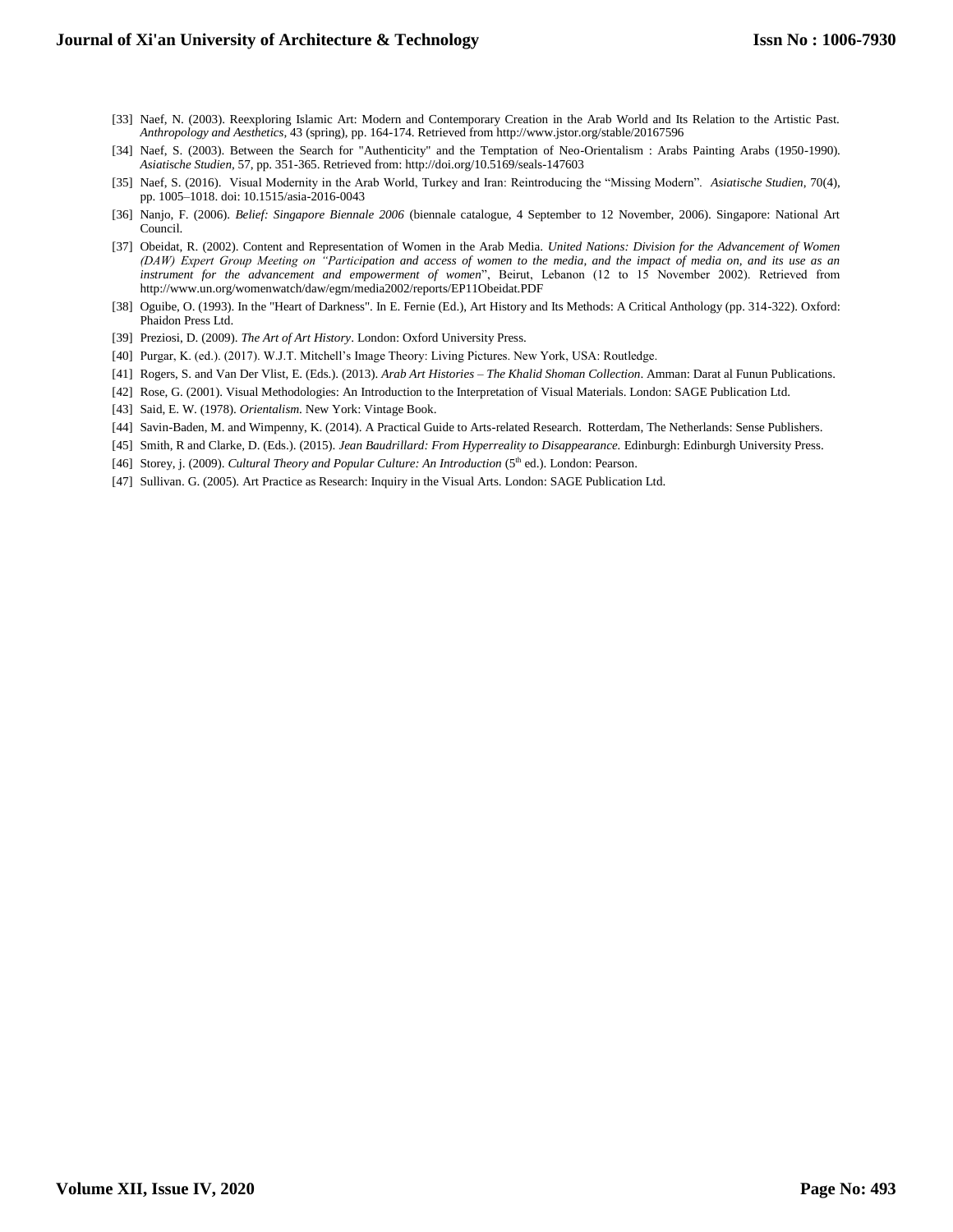[33] Naef, N. (2003). Reexploring Islamic Art: Modern and Contemporary Creation in the Arab World and Its Relation to the Artistic Past. *Anthropology and Aesthetics*, 43 (spring), pp. 164-174. Retrieved from http://www.jstor.org/stable/20167596

[34] Naef, S. (2003). Between the Search for "Authenticity" and the Temptation of Neo-Orientalism : Arabs Painting Arabs (1950-1990). *Asiatische Studien*, 57, pp. 351-365. Retrieved from: http://doi.org/10.5169/seals-147603

[35] Naef, S. (2016). Visual Modernity in the Arab World, Turkey and Iran: Reintroducing the "Missing Modern". *Asiatische Studien*, 70(4), pp. 1005–1018. doi: 10.1515/asia-2016-0043

[36] Nanjo, F. (2006). *Belief: Singapore Biennale 2006* (biennale catalogue, 4 September to 12 November, 2006). Singapore: National Art Council.

[37] Obeidat, R. (2002). Content and Representation of Women in the Arab Media. *United Nations: Division for the Advancement of Women (DAW) Expert Group Meeting on "Participation and access of women to the media, and the impact of media on, and its use as an instrument for the advancement and empowerment of women*", Beirut, Lebanon (12 to 15 November 2002). Retrieved from http://www.un.org/womenwatch/daw/egm/media2002/reports/EP11Obeidat.PDF

[38] Oguibe, O. (1993). In the "Heart of Darkness". In E. Fernie (Ed.), Art History and Its Methods: A Critical Anthology (pp. 314-322). Oxford: Phaidon Press Ltd.

[39] Preziosi, D. (2009). *The Art of Art History*. London: Oxford University Press.

[40] Purgar, K. (ed.). (2017). W.J.T. Mitchell's Image Theory: Living Pictures. New York, USA: Routledge.

[41] Rogers, S. and Van Der Vlist, E. (Eds.). (2013). *Arab Art Histories – The Khalid Shoman Collection*. Amman: Darat al Funun Publications.

[42] Rose, G. (2001). Visual Methodologies: An Introduction to the Interpretation of Visual Materials. London: SAGE Publication Ltd.

[43] Said, E. W. (1978). *Orientalism*. New York: Vintage Book.

[44] Savin-Baden, M. and Wimpenny, K. (2014). A Practical Guide to Arts-related Research. Rotterdam, The Netherlands: Sense Publishers.

[45] Smith, R and Clarke, D. (Eds.). (2015). *Jean Baudrillard: From Hyperreality to Disappearance.* Edinburgh: Edinburgh University Press.

[46] Storey, j. (2009). *Cultural Theory and Popular Culture: An Introduction* (5th ed.). London: Pearson.

[47] Sullivan. G. (2005). Art Practice as Research: Inquiry in the Visual Arts. London: SAGE Publication Ltd.